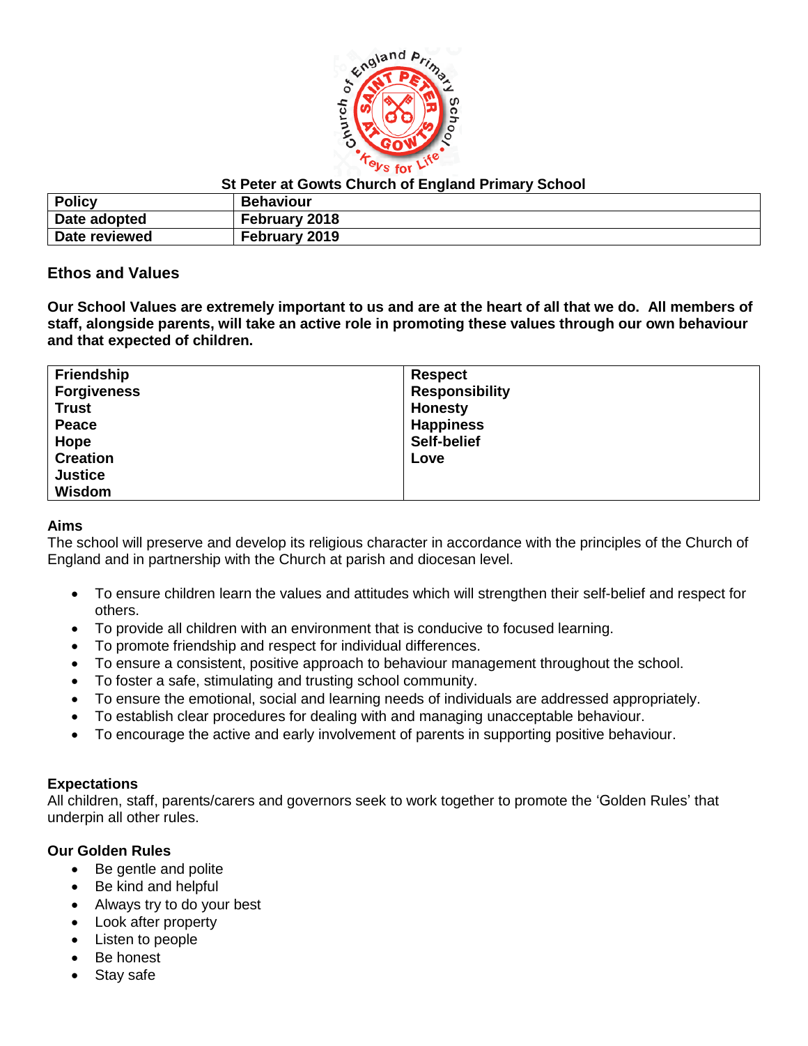St Peter at Gowts Church of England Primary School

| | |
|---|---|
| **Policy** | **Behaviour** |
| **Date adopted** | **February 2018** |
| **Date reviewed** | **February 2019** |

## Ethos and Values

**Our School Values are extremely important to us and are at the heart of all that we do. All members of staff, alongside parents, will take an active role in promoting these values through our own behaviour and that expected of children.**

| | |
|---|---|
| **Friendship**<br>**Forgiveness**<br>**Trust**<br>**Peace**<br>**Hope**<br>**Creation**<br>**Justice**<br>**Wisdom** | **Respect**<br>**Responsibility**<br>**Honesty**<br>**Happiness**<br>**Self-belief**<br>**Love** |

### Aims

The school will preserve and develop its religious character in accordance with the principles of the Church of England and in partnership with the Church at parish and diocesan level.

- To ensure children learn the values and attitudes which will strengthen their self-belief and respect for others.
- To provide all children with an environment that is conducive to focused learning.
- To promote friendship and respect for individual differences.
- To ensure a consistent, positive approach to behaviour management throughout the school.
- To foster a safe, stimulating and trusting school community.
- To ensure the emotional, social and learning needs of individuals are addressed appropriately.
- To establish clear procedures for dealing with and managing unacceptable behaviour.
- To encourage the active and early involvement of parents in supporting positive behaviour.

### Expectations

All children, staff, parents/carers and governors seek to work together to promote the 'Golden Rules' that underpin all other rules.

### Our Golden Rules

- Be gentle and polite
- Be kind and helpful
- Always try to do your best
- Look after property
- Listen to people
- Be honest
- Stay safe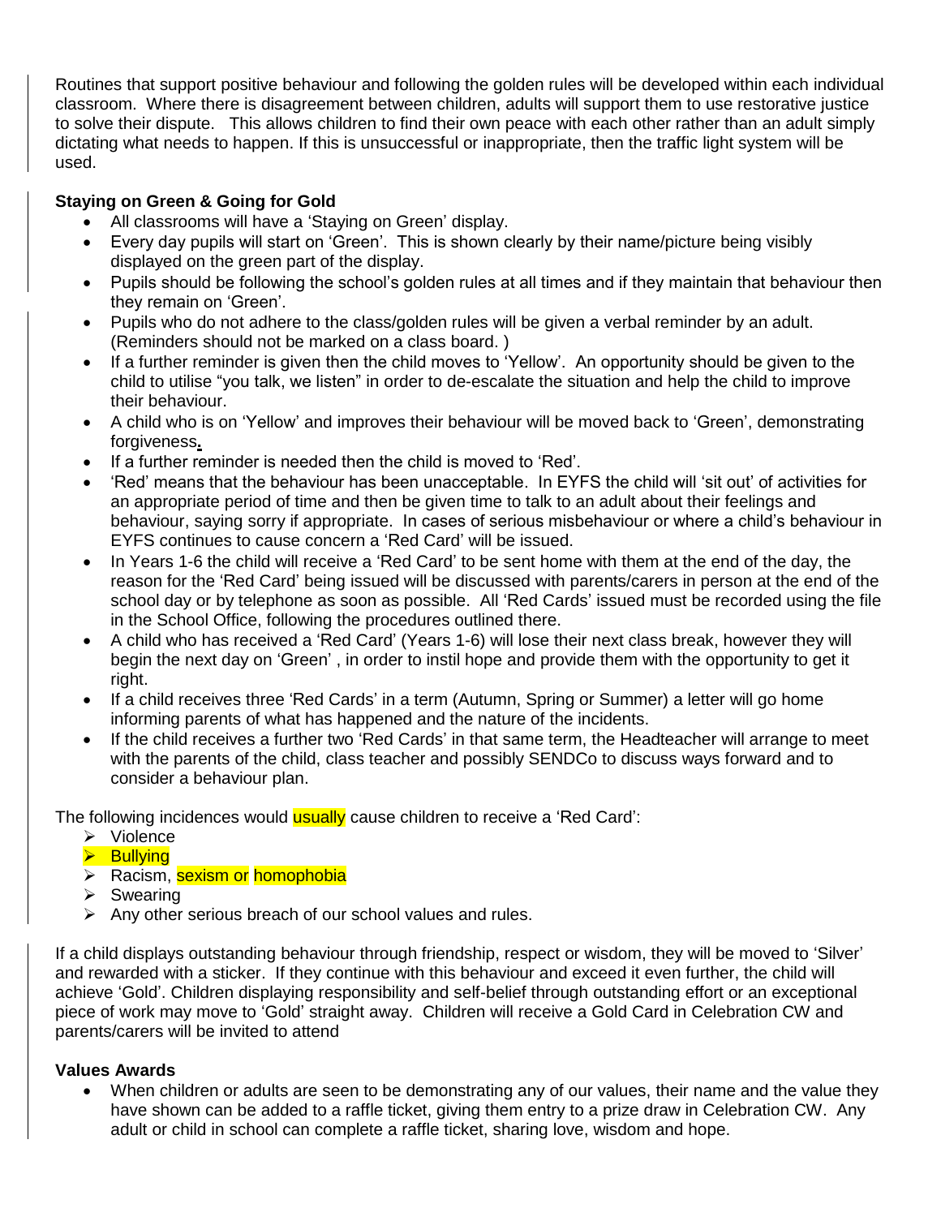Routines that support positive behaviour and following the golden rules will be developed within each individual classroom. Where there is disagreement between children, adults will support them to use restorative justice to solve their dispute. This allows children to find their own peace with each other rather than an adult simply dictating what needs to happen. If this is unsuccessful or inappropriate, then the traffic light system will be used.

**Staying on Green & Going for Gold**

- All classrooms will have a 'Staying on Green' display.
- Every day pupils will start on 'Green'. This is shown clearly by their name/picture being visibly displayed on the green part of the display.
- Pupils should be following the school's golden rules at all times and if they maintain that behaviour then they remain on 'Green'.
- Pupils who do not adhere to the class/golden rules will be given a verbal reminder by an adult. (Reminders should not be marked on a class board. )
- If a further reminder is given then the child moves to 'Yellow'. An opportunity should be given to the child to utilise "you talk, we listen" in order to de-escalate the situation and help the child to improve their behaviour.
- A child who is on 'Yellow' and improves their behaviour will be moved back to 'Green', demonstrating forgiveness.
- If a further reminder is needed then the child is moved to 'Red'.
- 'Red' means that the behaviour has been unacceptable. In EYFS the child will 'sit out' of activities for an appropriate period of time and then be given time to talk to an adult about their feelings and behaviour, saying sorry if appropriate. In cases of serious misbehaviour or where a child's behaviour in EYFS continues to cause concern a 'Red Card' will be issued.
- In Years 1-6 the child will receive a 'Red Card' to be sent home with them at the end of the day, the reason for the 'Red Card' being issued will be discussed with parents/carers in person at the end of the school day or by telephone as soon as possible. All 'Red Cards' issued must be recorded using the file in the School Office, following the procedures outlined there.
- A child who has received a 'Red Card' (Years 1-6) will lose their next class break, however they will begin the next day on 'Green' , in order to instil hope and provide them with the opportunity to get it right.
- If a child receives three 'Red Cards' in a term (Autumn, Spring or Summer) a letter will go home informing parents of what has happened and the nature of the incidents.
- If the child receives a further two 'Red Cards' in that same term, the Headteacher will arrange to meet with the parents of the child, class teacher and possibly SENDCo to discuss ways forward and to consider a behaviour plan.

The following incidences would usually cause children to receive a 'Red Card':

- Violence
- Bullying
- Racism, sexism or homophobia
- Swearing
- Any other serious breach of our school values and rules.

If a child displays outstanding behaviour through friendship, respect or wisdom, they will be moved to 'Silver' and rewarded with a sticker. If they continue with this behaviour and exceed it even further, the child will achieve 'Gold'. Children displaying responsibility and self-belief through outstanding effort or an exceptional piece of work may move to 'Gold' straight away. Children will receive a Gold Card in Celebration CW and parents/carers will be invited to attend

**Values Awards**

- When children or adults are seen to be demonstrating any of our values, their name and the value they have shown can be added to a raffle ticket, giving them entry to a prize draw in Celebration CW. Any adult or child in school can complete a raffle ticket, sharing love, wisdom and hope.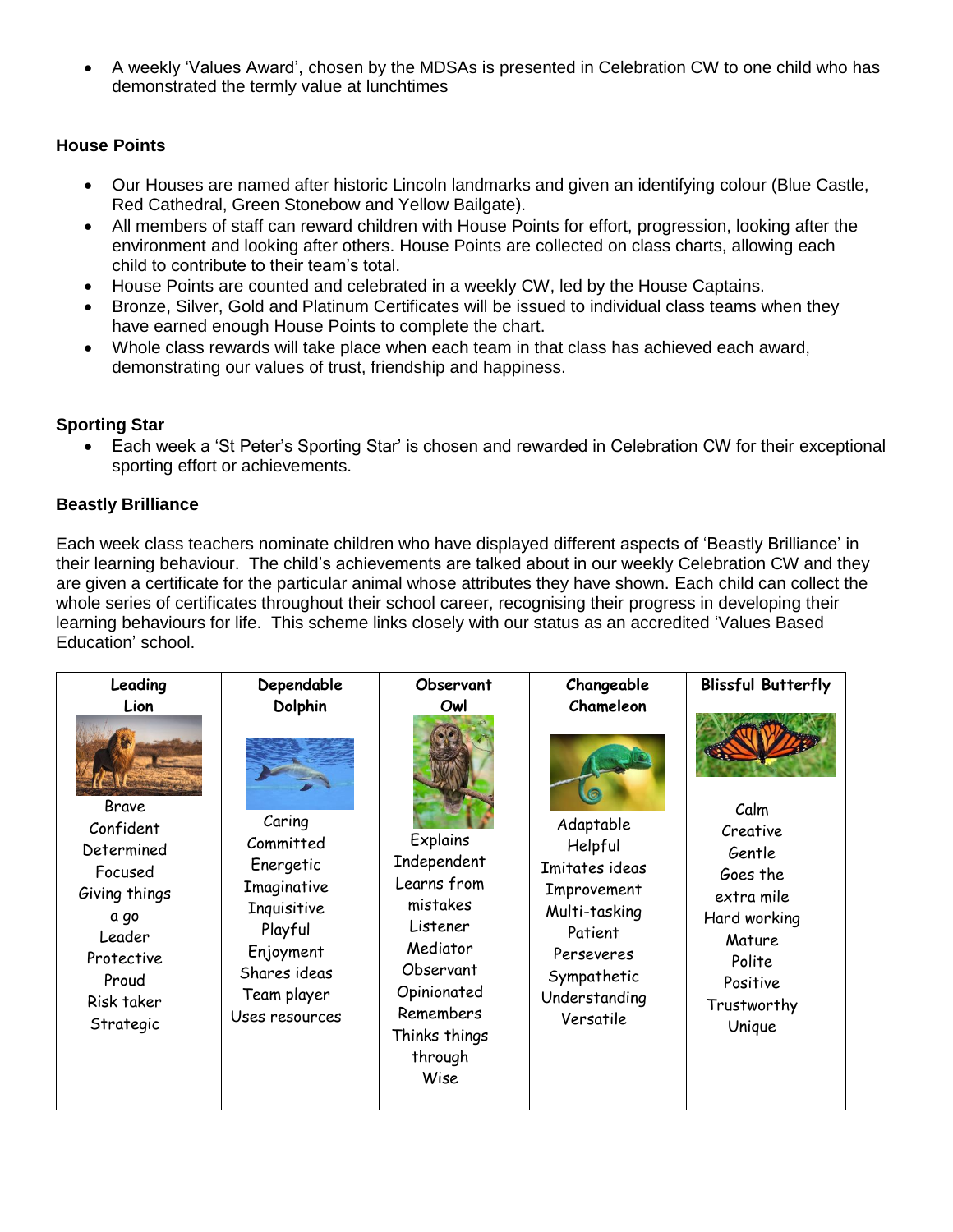- A weekly 'Values Award', chosen by the MDSAs is presented in Celebration CW to one child who has demonstrated the termly value at lunchtimes

**House Points**

- Our Houses are named after historic Lincoln landmarks and given an identifying colour (Blue Castle, Red Cathedral, Green Stonebow and Yellow Bailgate).
- All members of staff can reward children with House Points for effort, progression, looking after the environment and looking after others. House Points are collected on class charts, allowing each child to contribute to their team's total.
- House Points are counted and celebrated in a weekly CW, led by the House Captains.
- Bronze, Silver, Gold and Platinum Certificates will be issued to individual class teams when they have earned enough House Points to complete the chart.
- Whole class rewards will take place when each team in that class has achieved each award, demonstrating our values of trust, friendship and happiness.

**Sporting Star**

- Each week a 'St Peter's Sporting Star' is chosen and rewarded in Celebration CW for their exceptional sporting effort or achievements.

**Beastly Brilliance**

Each week class teachers nominate children who have displayed different aspects of 'Beastly Brilliance' in their learning behaviour. The child's achievements are talked about in our weekly Celebration CW and they are given a certificate for the particular animal whose attributes they have shown. Each child can collect the whole series of certificates throughout their school career, recognising their progress in developing their learning behaviours for life. This scheme links closely with our status as an accredited 'Values Based Education' school.

| Leading Lion | Dependable Dolphin | Observant Owl | Changeable Chameleon | Blissful Butterfly |
|---|---|---|---|---|
| Brave<br>Confident<br>Determined<br>Focused<br>Giving things a go<br>Leader<br>Protective<br>Proud<br>Risk taker<br>Strategic | Caring<br>Committed<br>Energetic<br>Imaginative<br>Inquisitive<br>Playful<br>Enjoyment<br>Shares ideas<br>Team player<br>Uses resources | Explains<br>Independent<br>Learns from mistakes<br>Listener<br>Mediator<br>Observant<br>Opinionated<br>Remembers<br>Thinks things through<br>Wise | Adaptable<br>Helpful<br>Imitates ideas<br>Improvement<br>Multi-tasking<br>Patient<br>Perseveres<br>Sympathetic<br>Understanding<br>Versatile | Calm<br>Creative<br>Gentle<br>Goes the extra mile<br>Hard working<br>Mature<br>Polite<br>Positive<br>Trustworthy<br>Unique |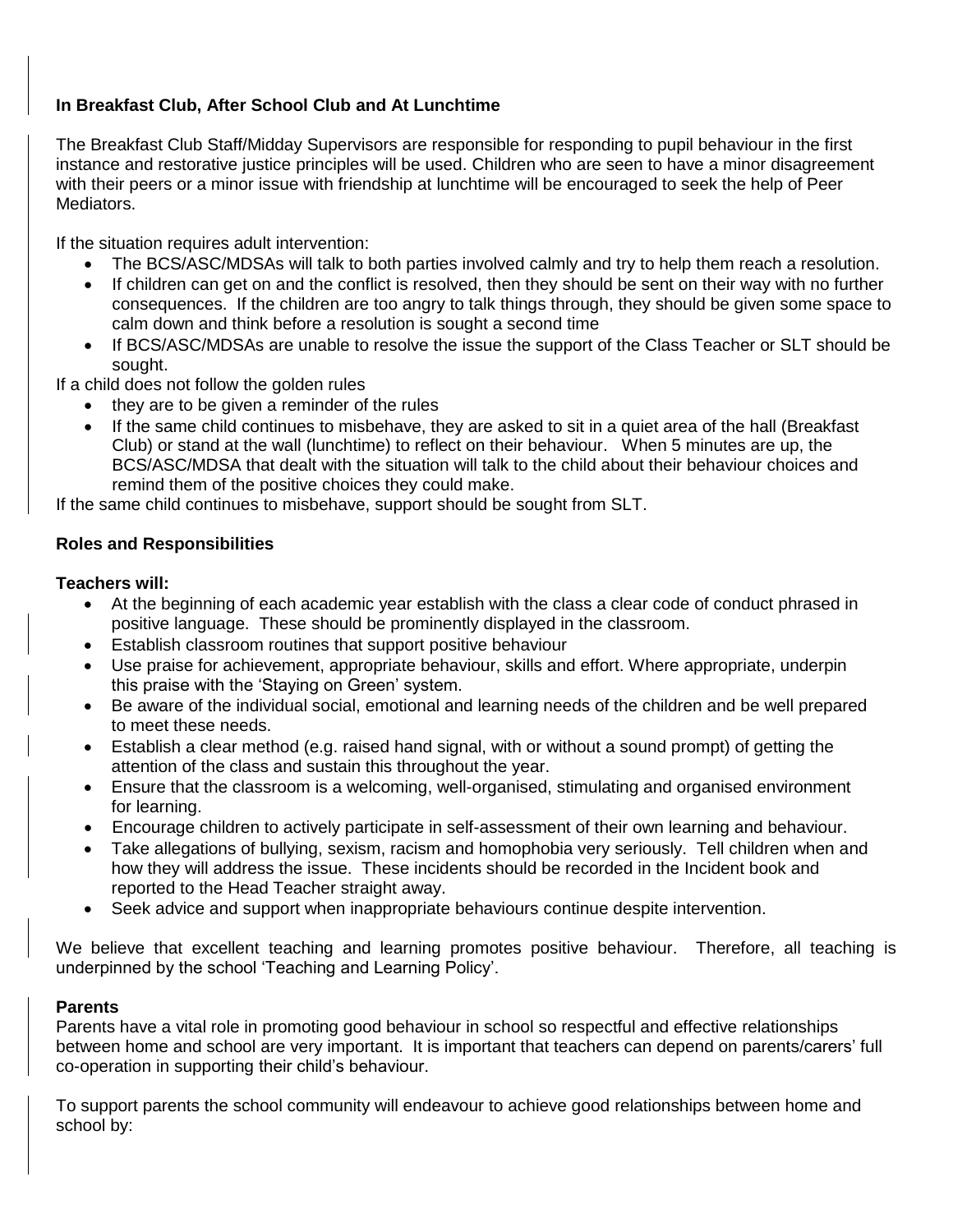**In Breakfast Club, After School Club and At Lunchtime**

The Breakfast Club Staff/Midday Supervisors are responsible for responding to pupil behaviour in the first instance and restorative justice principles will be used. Children who are seen to have a minor disagreement with their peers or a minor issue with friendship at lunchtime will be encouraged to seek the help of Peer Mediators.

If the situation requires adult intervention:

- The BCS/ASC/MDSAs will talk to both parties involved calmly and try to help them reach a resolution.
- If children can get on and the conflict is resolved, then they should be sent on their way with no further consequences. If the children are too angry to talk things through, they should be given some space to calm down and think before a resolution is sought a second time
- If BCS/ASC/MDSAs are unable to resolve the issue the support of the Class Teacher or SLT should be sought.

If a child does not follow the golden rules

- they are to be given a reminder of the rules
- If the same child continues to misbehave, they are asked to sit in a quiet area of the hall (Breakfast Club) or stand at the wall (lunchtime) to reflect on their behaviour. When 5 minutes are up, the BCS/ASC/MDSA that dealt with the situation will talk to the child about their behaviour choices and remind them of the positive choices they could make.

If the same child continues to misbehave, support should be sought from SLT.

**Roles and Responsibilities**

**Teachers will:**

- At the beginning of each academic year establish with the class a clear code of conduct phrased in positive language. These should be prominently displayed in the classroom.
- Establish classroom routines that support positive behaviour
- Use praise for achievement, appropriate behaviour, skills and effort. Where appropriate, underpin this praise with the 'Staying on Green' system.
- Be aware of the individual social, emotional and learning needs of the children and be well prepared to meet these needs.
- Establish a clear method (e.g. raised hand signal, with or without a sound prompt) of getting the attention of the class and sustain this throughout the year.
- Ensure that the classroom is a welcoming, well-organised, stimulating and organised environment for learning.
- Encourage children to actively participate in self-assessment of their own learning and behaviour.
- Take allegations of bullying, sexism, racism and homophobia very seriously. Tell children when and how they will address the issue. These incidents should be recorded in the Incident book and reported to the Head Teacher straight away.
- Seek advice and support when inappropriate behaviours continue despite intervention.

We believe that excellent teaching and learning promotes positive behaviour. Therefore, all teaching is underpinned by the school 'Teaching and Learning Policy'.

**Parents**

Parents have a vital role in promoting good behaviour in school so respectful and effective relationships between home and school are very important. It is important that teachers can depend on parents/carers' full co-operation in supporting their child's behaviour.

To support parents the school community will endeavour to achieve good relationships between home and school by: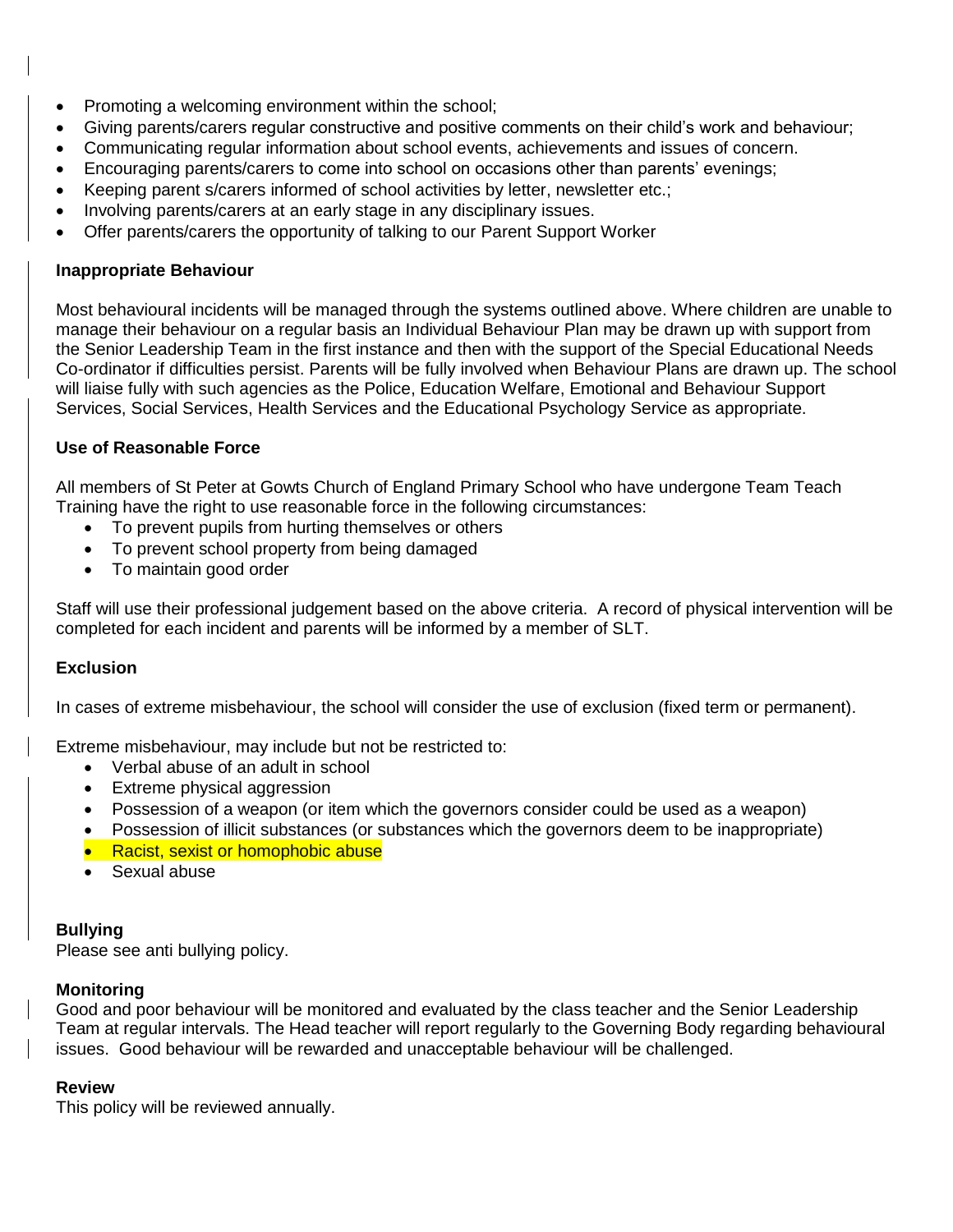- Promoting a welcoming environment within the school;
- Giving parents/carers regular constructive and positive comments on their child's work and behaviour;
- Communicating regular information about school events, achievements and issues of concern.
- Encouraging parents/carers to come into school on occasions other than parents' evenings;
- Keeping parent s/carers informed of school activities by letter, newsletter etc.;
- Involving parents/carers at an early stage in any disciplinary issues.
- Offer parents/carers the opportunity of talking to our Parent Support Worker

**Inappropriate Behaviour**

Most behavioural incidents will be managed through the systems outlined above. Where children are unable to manage their behaviour on a regular basis an Individual Behaviour Plan may be drawn up with support from the Senior Leadership Team in the first instance and then with the support of the Special Educational Needs Co-ordinator if difficulties persist. Parents will be fully involved when Behaviour Plans are drawn up. The school will liaise fully with such agencies as the Police, Education Welfare, Emotional and Behaviour Support Services, Social Services, Health Services and the Educational Psychology Service as appropriate.

**Use of Reasonable Force**

All members of St Peter at Gowts Church of England Primary School who have undergone Team Teach Training have the right to use reasonable force in the following circumstances:

- To prevent pupils from hurting themselves or others
- To prevent school property from being damaged
- To maintain good order

Staff will use their professional judgement based on the above criteria. A record of physical intervention will be completed for each incident and parents will be informed by a member of SLT.

**Exclusion**

In cases of extreme misbehaviour, the school will consider the use of exclusion (fixed term or permanent).

Extreme misbehaviour, may include but not be restricted to:

- Verbal abuse of an adult in school
- Extreme physical aggression
- Possession of a weapon (or item which the governors consider could be used as a weapon)
- Possession of illicit substances (or substances which the governors deem to be inappropriate)
- Racist, sexist or homophobic abuse
- Sexual abuse

**Bullying**
Please see anti bullying policy.

**Monitoring**
Good and poor behaviour will be monitored and evaluated by the class teacher and the Senior Leadership Team at regular intervals. The Head teacher will report regularly to the Governing Body regarding behavioural issues. Good behaviour will be rewarded and unacceptable behaviour will be challenged.

**Review**
This policy will be reviewed annually.